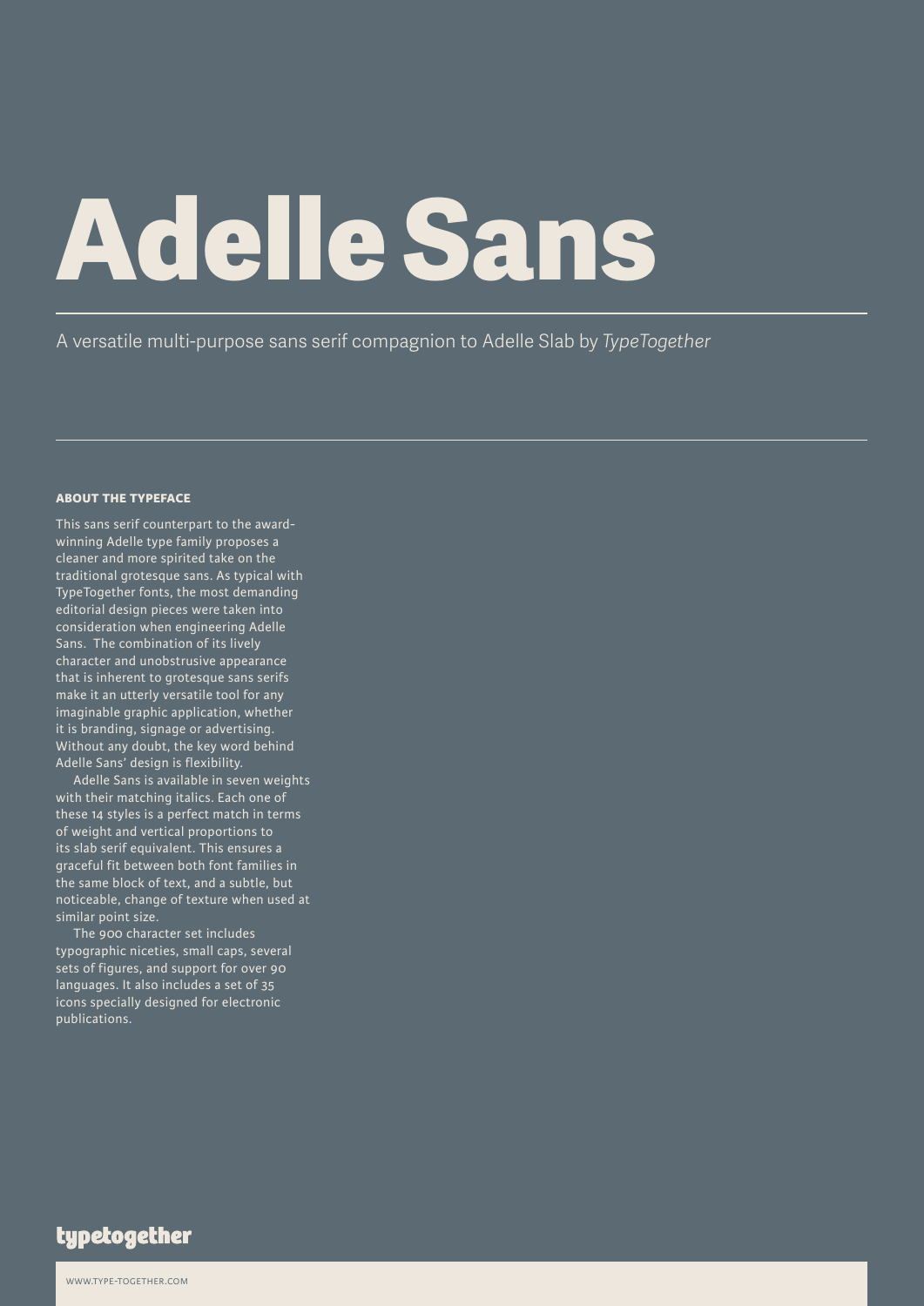# Adelle Sans

A versatile multi-purpose sans serif compagnion to Adelle Slab by *TypeTogether*

**ABOUT THE TYPEFACE**

This sans serif counterpart to the award-winning Adelle type family proposes a cleaner and more spirited take on the traditional grotesque sans. As typical with TypeTogether fonts, the most demanding editorial design pieces were taken into consideration when engineering Adelle Sans. The combination of its lively character and unobstrusive appearance that is inherent to grotesque sans serifs make it an utterly versatile tool for any imaginable graphic application, whether it is branding, signage or advertising. Without any doubt, the key word behind Adelle Sans' design is flexibility.

Adelle Sans is available in seven weights with their matching italics. Each one of these 14 styles is a perfect match in terms of weight and vertical proportions to its slab serif equivalent. This ensures a graceful fit between both font families in the same block of text, and a subtle, but noticeable, change of texture when used at similar point size.

The 900 character set includes typographic niceties, small caps, several sets of figures, and support for over 90 languages. It also includes a set of 35 icons specially designed for electronic publications.

typetogether

WWW.TYPE-TOGETHER.COM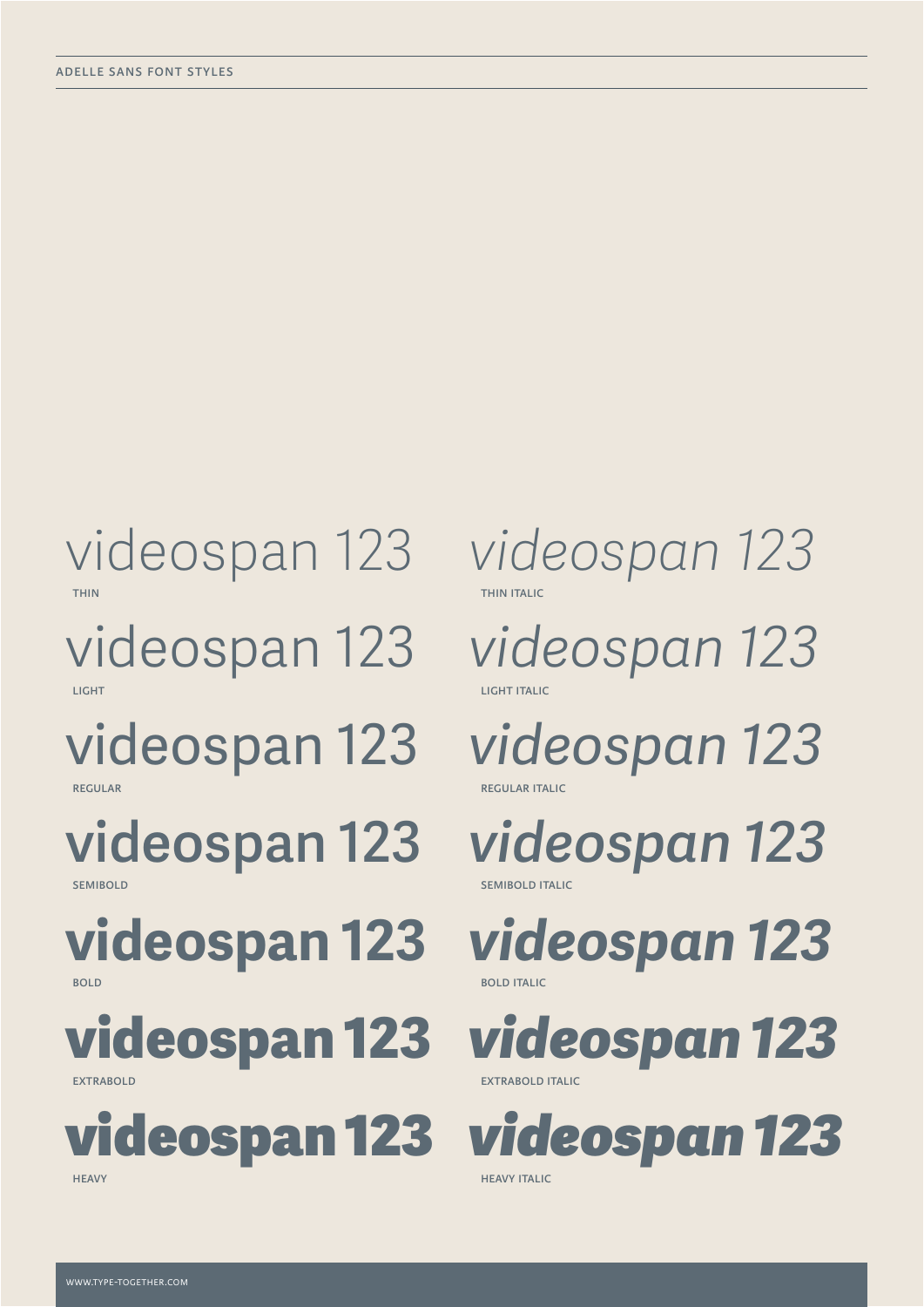ADELLE SANS FONT STYLES

videospan 123
THIN

videospan 123
THIN ITALIC

videospan 123
LIGHT

videospan 123
LIGHT ITALIC

videospan 123
REGULAR

videospan 123
REGULAR ITALIC

videospan 123
SEMIBOLD

videospan 123
SEMIBOLD ITALIC

videospan 123
BOLD

videospan 123
BOLD ITALIC

videospan 123
EXTRABOLD

videospan 123
EXTRABOLD ITALIC

videospan 123
HEAVY

videospan 123
HEAVY ITALIC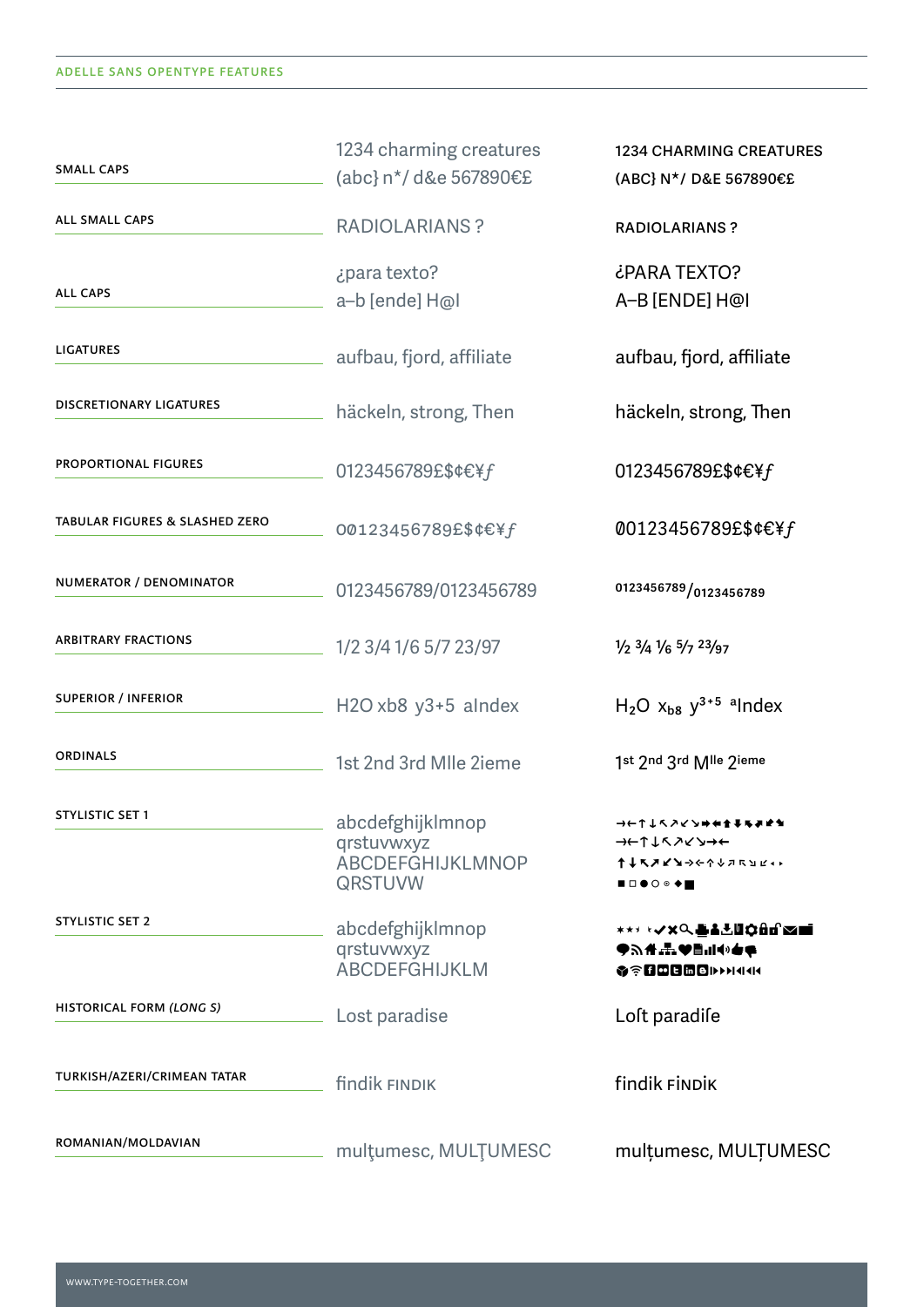ADELLE SANS OPENTYPE FEATURES

| Feature | Default | Feature applied |
|---|---|---|
| SMALL CAPS | 1234 charming creatures (abc} n*/ d&e 567890€£ | 1234 CHARMING CREATURES (ABC} N*/ D&E 567890€£ |
| ALL SMALL CAPS | RADIOLARIANS ? | RADIOLARIANS ? |
| ALL CAPS | ¿para texto? a–b [ende] H@l | ¿PARA TEXTO? A–B [ENDE] H@L |
| LIGATURES | aufbau, fjord, affiliate | aufbau, fjord, affiliate |
| DISCRETIONARY LIGATURES | häckeln, strong, Then | häckeln, strong, Then |
| PROPORTIONAL FIGURES | 0123456789£$¢€¥ƒ | 0123456789£$¢€¥ƒ |
| TABULAR FIGURES & SLASHED ZERO | 0Ø123456789£$¢€¥ƒ | Ø0123456789£$¢€¥ƒ |
| NUMERATOR / DENOMINATOR | 0123456789/0123456789 | $^{0123456789}/_{0123456789}$ |
| ARBITRARY FRACTIONS | 1/2 3/4 1/6 5/7 23/97 | ½ ¾ ⅙ $^5/_7$ $^{23}/_{97}$ |
| SUPERIOR / INFERIOR | H2O xb8 y3+5 aIndex | $H_2O$ $x_{b8}$ $y^{3+5}$ $^a$Index |
| ORDINALS | 1st 2nd 3rd Mlle 2ieme | 1$^{st}$ 2$^{nd}$ 3$^{rd}$ M$^{lle}$ 2$^{ieme}$ |
| STYLISTIC SET 1 | abcdefghijklmnop qrstuvwxyz ABCDEFGHIJKLMNOP QRSTUVW | →←↑↓↖↗↙↘➡⬅⬆⬇⬉⬈⬋⬊ →←↑↓↖↗↙↘→← ↑↓↖↗↙↘→←↑↓↗↖↘↙◂▸ ■□●○◎◆■ |
| STYLISTIC SET 2 | abcdefghijklmnop qrstuvwxyz ABCDEFGHIJKLM | (icons) |
| HISTORICAL FORM *(LONG S)* | Lost paradise | Loſt paradiſe |
| TURKISH/AZERI/CRIMEAN TATAR | findik FINDIK | findik FİNDİK |
| ROMANIAN/MOLDAVIAN | mulţumesc, MULŢUMESC | mulțumesc, MULȚUMESC |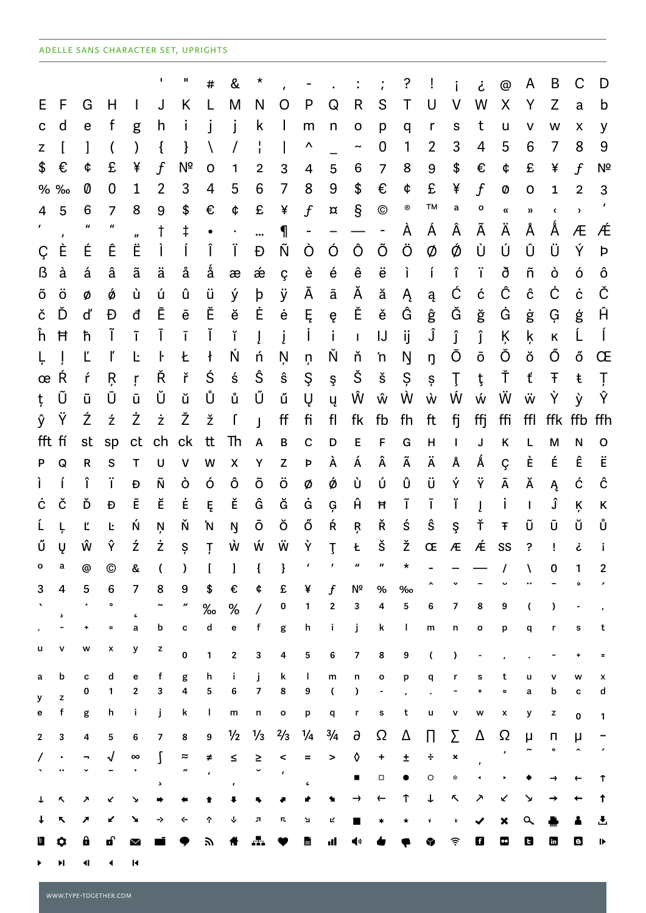ADELLE SANS CHARACTER SET, UPRIGHTS

' " # & * , - . : ; ? ! ¡ ¿ @ A B C D
E F G H I J K L M N O P Q R S T U V W X Y Z a b
c d e f g h i j j k l m n o p q r s t u v w x y
z [ ] ( ) { } \ / ¦ | ^ _ ~ 0 1 2 3 4 5 6 7 8 9
$ € ¢ £ ¥ ƒ № 0 1 2 3 4 5 6 7 8 9 $ € ¢ £ ¥ ƒ №
% ‰ 0 0 1 2 3 4 5 6 7 8 9 $ € ¢ £ ¥ ƒ 0 0 1 2 3
4 5 6 7 8 9 $ € ¢ £ ¥ ƒ ¤ § © ® ™ ª º « » ‹ › '
' ‚ " " „ † ‡ • · … ¶ - – — - À Á Â Ã Ä Å Ǻ Æ Ǽ
Ç È É Ê Ë Ì Í Î Ï Ð Ñ Ò Ó Ô Õ Ö Ø Ǿ Ù Ú Û Ü Ý Þ
ß à á â ã ä å ǻ æ ǽ ç è é ê ë ì í î ï ð ñ ò ó ô
õ ö ø ǿ ù ú û ü ý þ ÿ Ā ā Ă ă Ą ą Ć ć Ĉ ĉ Ċ ċ Č
č Ď ď Đ đ Ē ē Ĕ ĕ Ė ė Ę ę Ě ě Ĝ ĝ Ğ ğ Ġ ġ Ģ ģ Ĥ
ĥ Ħ ħ Ĩ ĩ Ī ī Ĭ ĭ Į į İ i ı Ĳ ĳ Ĵ ĵ ȷ̂ Ķ ķ ĸ Ĺ ĺ
Ļ ļ Ľ ľ Ŀ ŀ Ł ł Ń ń Ņ ņ Ň ň ŉ Ŋ ŋ Ō ō Ŏ ŏ Ő ő Œ
œ Ŕ ŕ Ŗ ŗ Ř ř Ś ś Ŝ ŝ Ş ş Š š Ș ș Ţ ţ Ť ť Ŧ ŧ Ț
ț Ũ ũ Ū ū Ŭ ŭ Ů ů Ű ű Ų ų Ŵ ŵ Ẁ ẁ Ẃ ẃ Ẅ ẅ Ỳ ỳ Ŷ
ŷ Ÿ Ź ź Ż ż Ž ž ſ ȷ ff fi fl fk fb fh ft fj ffj ffi ffl ffk ffb ffh
fft fí st sp ct ch ck tt Th A B C D E F G H I J K L M N O
P Q R S T U V W X Y Z Þ À Á Â Ã Ä Å Ǻ Ç È É Ê Ë
Ì Í Î Ï Ð Ñ Ò Ó Ô Õ Ö Ø Ǿ Ù Ú Û Ü Ý Ÿ Ā Ă Ą Ć Ĉ
Ċ Č Ď Đ Ē Ĕ Ė Ę Ě Ĝ Ğ Ġ Ģ Ĥ Ħ Ĩ Ī Ĭ Į İ I Ĵ Ķ K
Ĺ Ļ Ľ Ŀ Ń Ņ Ň ŉ Ŋ Ō Ŏ Ő Ŕ Ŗ Ř Ś Ŝ Ş Ť Ŧ Ũ Ū Ŭ Ů
Ű Ų Ŵ Ŷ Ź Ż Ș Ț Ẁ Ẃ Ẅ Ỳ Ţ Ł Š Ž Œ Æ Ǽ SS ? ! ¿ ¡
º ª @ © & ( ) [ ] { } ' ' " " * - – — / \ 0 1 2
3 4 5 6 7 8 9 $ € ¢ £ ¥ ƒ № % ‰ ˆ ˇ ¯ ˘ ¨ ˉ ˚ ´
` ¸ ˙ ˚ ˛ ˜ ˝ ‰ % / 0 1 2 3 4 5 6 7 8 9 ( ) - ,
. - + = a b c d e f g h i j k l m n o p q r s t
u v w x y z 0 1 2 3 4 5 6 7 8 9 ( ) - , . - + =
a b c d e f g h i j k l m n o p q r s t u v w x
y z 0 1 2 3 4 5 6 7 8 9 ( ) - , . - + = a b c d
e f g h i j k l m n o p q r s t u v w x y z 0 1
2 3 4 5 6 7 8 9 ½ ⅓ ⅔ ¼ ¾ ∂ Ω Δ ∏ ∑ ∆ Ω μ π µ −
/ · ¬ √ ∞ ∫ ≈ ≠ ≤ ≥ < = > ◊ + ± ÷ × , ' ˜ ˚ ˆ ´
` ¨ ˇ ¯ ˙ ¸ ˝ ' , ˘ ' ˛ ■ □ ● ○ ◉ ◂ ▸ ◆ → ← ↑
↓ ↖ ↗ ↙ ↘ ➡ ⬅ ⬆ ⬇ ⬉ ⬈ ⬋ ⬊ → ← ↑ ↓ ↖ ↗ ↙ ↘ → ← ↑
↓ ↖ ↗ ↙ ↘ → ← ↑ ↓ ↗ ↖ ↘ ↙ ■ ✶ ★ ✓ ✖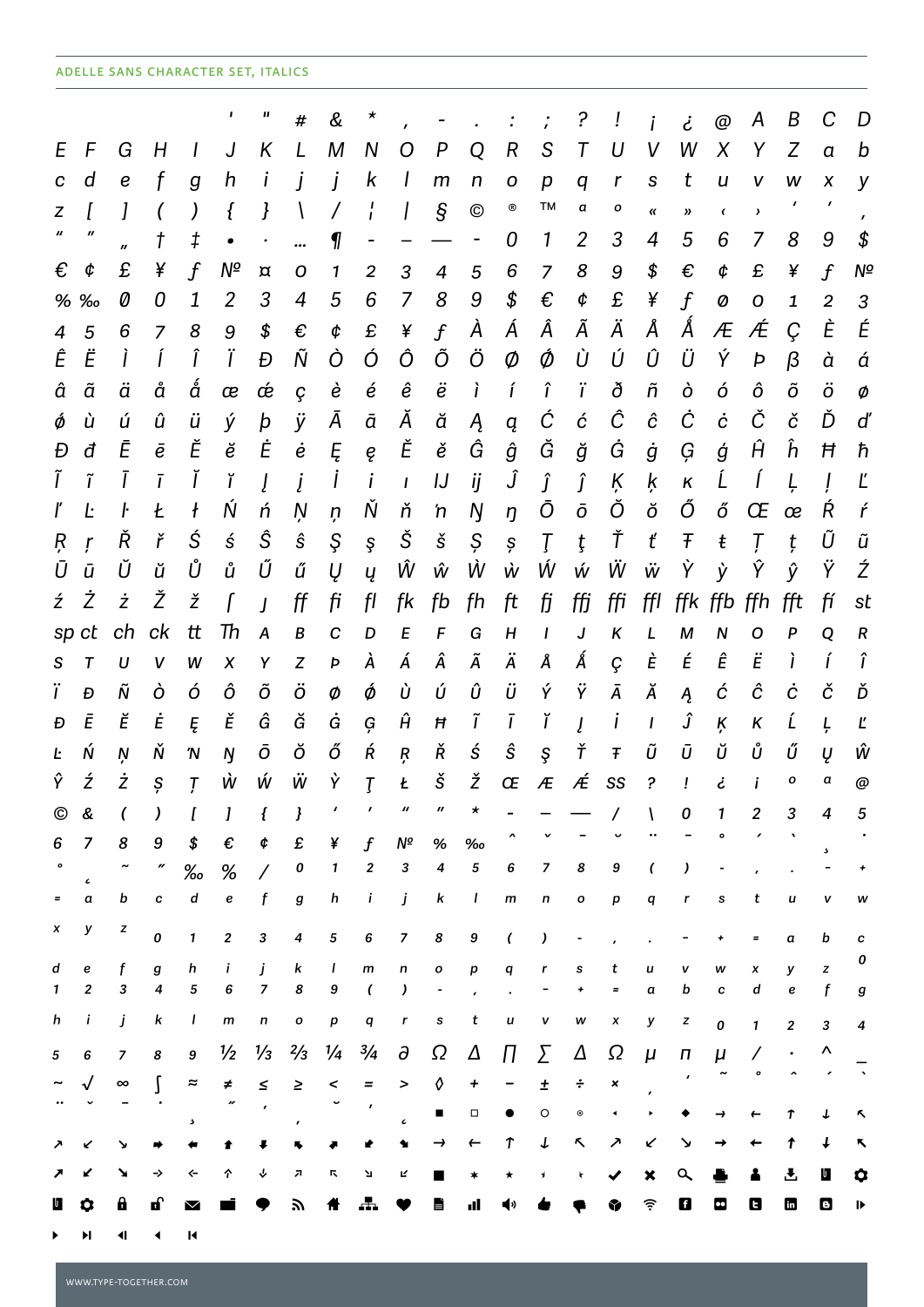ADELLE SANS CHARACTER SET, ITALICS

' " # & * , - . : ; ? ! ¡ ¿ @ A B C D
E F G H I J K L M N O P Q R S T U V W X Y Z a b
c d e f g h i j j k l m n o p q r s t u v w x y
z [ ] ( ) { } \ / ¦ | § © ® ™ a o « » ‹ › ' ' ,
" " „ † ‡ • · … ¶ - – — - 0 1 2 3 4 5 6 7 8 9 $
€ ¢ £ ¥ ƒ № ¤ 0 1 2 3 4 5 6 7 8 9 $ € ¢ £ ¥ ƒ №
% ‰ 0 0 1 2 3 4 5 6 7 8 9 $ € ¢ £ ¥ ƒ 0 0 1 2 3
4 5 6 7 8 9 $ € ¢ £ ¥ ƒ À Á Â Ã Ä Å Ǻ Æ Ǽ Ç È É
Ê Ë Ì Í Î Ï Ð Ñ Ò Ó Ô Õ Ö Ø Ǿ Ù Ú Û Ü Ý Þ ß à á
â ã ä å ǻ æ ǽ ç è é ê ë ì í î ï ð ñ ò ó ô õ ö ø
ǿ ù ú û ü ý þ ÿ Ā ā Ă ă Ą ą Ć ć Ĉ ĉ Ċ ċ Č č Ď ď
Đ đ Ē ē Ĕ ĕ Ė ė Ę ę Ě ě Ĝ ĝ Ğ ğ Ġ ġ Ģ ģ Ĥ ĥ Ħ ħ
Ĩ ĩ Ī ī Ĭ ĭ Į į İ i ı Ĳ ĳ Ĵ ĵ ȷ Ķ ķ ĸ Ĺ ĺ Ļ ļ Ľ
ľ Ŀ ŀ Ł ł Ń ń Ņ ņ Ň ň ŉ Ŋ ŋ Ō ō Ŏ ŏ Ő ő Œ œ Ŕ ŕ
Ŗ ŗ Ř ř Ś ś Ŝ ŝ Ş ş Š š Ș ș Ţ ţ Ť ť Ŧ ŧ Ț ț Ũ ũ
Ū ū Ŭ ŭ Ů ů Ű ű Ų ų Ŵ ŵ Ẁ ẁ Ẃ ẃ Ẅ ẅ Ỳ ỳ Ŷ ŷ Ÿ Ź
ź Ż ż Ž ž ſ ȷ ff fi fl fk fb fh ft fj ffj ffi ffl ffk ffb ffh fft fí st
sp ct ch ck tt Th A B C D E F G H I J K L M N O P Q R
S T U V W X Y Z Þ À Á Â Ã Ä Å Ǻ Ç È É Ê Ë Ì Í Î
Ï Ð Ñ Ò Ó Ô Õ Ö Ø Ǿ Ù Ú Û Ü Ý Ÿ Ā Ă Ą Ć Ĉ Ċ Č Ď
Đ Ē Ĕ Ė Ę Ě Ĝ Ğ Ġ Ģ Ĥ Ħ Ĩ Ī Ĭ Į İ I Ĵ Ķ K Ĺ Ļ Ľ
Ŀ Ń Ņ Ň ŉ Ŋ Ō Ŏ Ő Ŕ Ŗ Ř Ś Ŝ Ş Ť Ŧ Ũ Ū Ŭ Ů Ű Ų Ŵ
Ŷ Ź Ż Ș Ț Ẁ Ẃ Ẅ Ỳ Ţ Ł Š Ž Œ Æ Ǽ SS ? ! ¿ ¡ º ª @
© & ( ) [ ] { } ' ' " " * - – — / \ 0 1 2 3 4 5
6 7 8 9 $ € ¢ £ ¥ ƒ № % ‰ ^ ˇ ¯ ˘ ¨ ¯ ˚ ´ ` ¸ ˙
° ¸ ~ ˝ ‰ % / 0 1 2 3 4 5 6 7 8 9 ( ) - , . - +
= a b c d e f g h i j k l m n o p q r s t u v w
x y z 0 1 2 3 4 5 6 7 8 9 ( ) - , . - + = a b c
d e f g h i j k l m n o p q r s t u v w x y z 0
1 2 3 4 5 6 7 8 9 ( ) - , . - + = a b c d e f g
h i j k l m n o p q r s t u v w x y z 0 1 2 3 4
5 6 7 8 9 ½ ⅓ ⅔ ¼ ¾ ∂ Ω ∆ ∏ ∑ Δ Ω µ π μ / · ^ _
~ √ ∞ ∫ ≈ ≠ ≤ ≥ < = > ◊ + − ± ÷ × , ' ˜ ˚ ˆ ´ `
¨ ˇ ¯ ˙ ¸ ˝ ' , ˘ ' ¸ ■ □ ● ○ ◉ ◂ ▸ ◆ → ← ↑ ↓ ↖
↗ ↙ ↘ ➡ ⬅ ⬆ ⬇ ⬉ ⬈ ⬋ ⬊ → ← ↑ ↓ ↖ ↗ ↙ ↘ → ← ↑ ↓ ↖
↗ ↙ ↘ → ← ↑ ↓ ↗ ↖ ↘ ↙ ■ ✱ ★ ✦ ✧ ✔ ✖ 🔍 🖶 👤 ⤓ 🗑 ⚙
🗑 ⚙ 🔒 🔓 ✉ 📁 💬 ⊃ ⌂ 品 ♥ 🗎 ıl 🔊 👍 👎 ◉ ᯤ f ●● t in b ▶
▶ ▶| ◀| ◀ |◀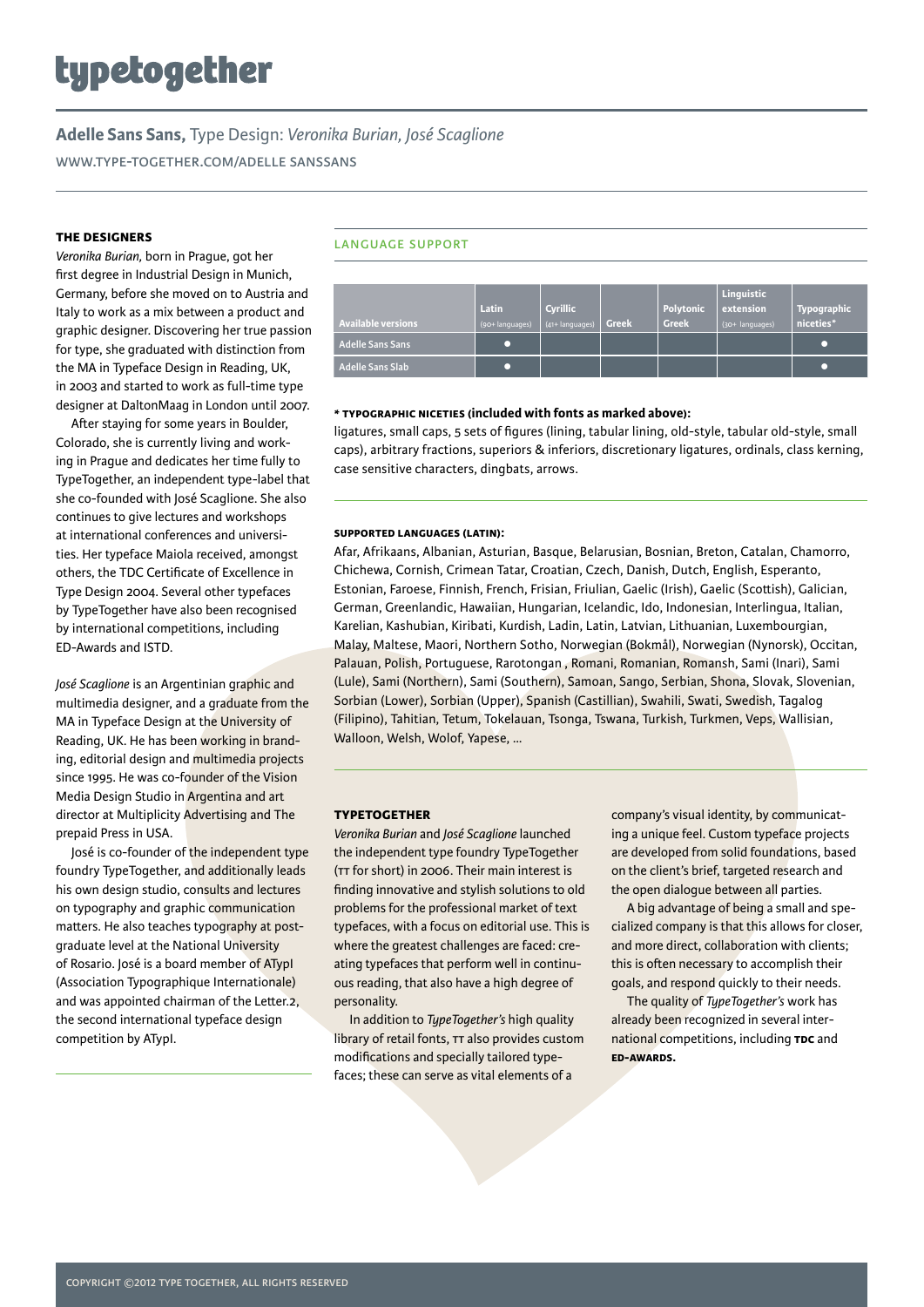# typetogether

**Adelle Sans Sans,** Type Design: *Veronika Burian, José Scaglione*

WWW.TYPE-TOGETHER.COM/ADELLE SANSSANS

### THE DESIGNERS

*Veronika Burian,* born in Prague, got her first degree in Industrial Design in Munich, Germany, before she moved on to Austria and Italy to work as a mix between a product and graphic designer. Discovering her true passion for type, she graduated with distinction from the MA in Typeface Design in Reading, UK, in 2003 and started to work as full-time type designer at DaltonMaag in London until 2007.

After staying for some years in Boulder, Colorado, she is currently living and working in Prague and dedicates her time fully to TypeTogether, an independent type-label that she co-founded with José Scaglione. She also continues to give lectures and workshops at international conferences and universities. Her typeface Maiola received, amongst others, the TDC Certificate of Excellence in Type Design 2004. Several other typefaces by TypeTogether have also been recognised by international competitions, including ED-Awards and ISTD.

*José Scaglione* is an Argentinian graphic and multimedia designer, and a graduate from the MA in Typeface Design at the University of Reading, UK. He has been working in branding, editorial design and multimedia projects since 1995. He was co-founder of the Vision Media Design Studio in Argentina and art director at Multiplicity Advertising and The prepaid Press in USA.

José is co-founder of the independent type foundry TypeTogether, and additionally leads his own design studio, consults and lectures on typography and graphic communication matters. He also teaches typography at postgraduate level at the National University of Rosario. José is a board member of ATypI (Association Typographique Internationale) and was appointed chairman of the Letter.2, the second international typeface design competition by ATypI.

### LANGUAGE SUPPORT

| Available versions | Latin (90+ languages) | Cyrillic (41+ languages) | Greek | Polytonic Greek | Linguistic extension (30+ languages) | Typographic niceties* |
|---|---|---|---|---|---|---|
| Adelle Sans Sans | ● | | | | | ● |
| Adelle Sans Slab | ● | | | | | ● |

**\* TYPOGRAPHIC NICETIES (included with fonts as marked above):**
ligatures, small caps, 5 sets of figures (lining, tabular lining, old-style, tabular old-style, small caps), arbitrary fractions, superiors & inferiors, discretionary ligatures, ordinals, class kerning, case sensitive characters, dingbats, arrows.

**SUPPORTED LANGUAGES (LATIN):**
Afar, Afrikaans, Albanian, Asturian, Basque, Belarusian, Bosnian, Breton, Catalan, Chamorro, Chichewa, Cornish, Crimean Tatar, Croatian, Czech, Danish, Dutch, English, Esperanto, Estonian, Faroese, Finnish, French, Frisian, Friulian, Gaelic (Irish), Gaelic (Scottish), Galician, German, Greenlandic, Hawaiian, Hungarian, Icelandic, Ido, Indonesian, Interlingua, Italian, Karelian, Kashubian, Kiribati, Kurdish, Ladin, Latin, Latvian, Lithuanian, Luxembourgian, Malay, Maltese, Maori, Northern Sotho, Norwegian (Bokmål), Norwegian (Nynorsk), Occitan, Palauan, Polish, Portuguese, Rarotongan , Romani, Romanian, Romansh, Sami (Inari), Sami (Lule), Sami (Northern), Sami (Southern), Samoan, Sango, Serbian, Shona, Slovak, Slovenian, Sorbian (Lower), Sorbian (Upper), Spanish (Castillian), Swahili, Swati, Swedish, Tagalog (Filipino), Tahitian, Tetum, Tokelauan, Tsonga, Tswana, Turkish, Turkmen, Veps, Wallisian, Walloon, Welsh, Wolof, Yapese, ...

### TYPETOGETHER

*Veronika Burian* and *José Scaglione* launched the independent type foundry TypeTogether (TT for short) in 2006. Their main interest is finding innovative and stylish solutions to old problems for the professional market of text typefaces, with a focus on editorial use. This is where the greatest challenges are faced: creating typefaces that perform well in continuous reading, that also have a high degree of personality.

In addition to *TypeTogether's* high quality library of retail fonts, TT also provides custom modifications and specially tailored typefaces; these can serve as vital elements of a company's visual identity, by communicating a unique feel. Custom typeface projects are developed from solid foundations, based on the client's brief, targeted research and the open dialogue between all parties.

A big advantage of being a small and specialized company is that this allows for closer, and more direct, collaboration with clients; this is often necessary to accomplish their goals, and respond quickly to their needs.

The quality of *TypeTogether's* work has already been recognized in several international competitions, including **TDC** and **ED-AWARDS.**

COPYRIGHT ©2012 TYPE TOGETHER, ALL RIGHTS RESERVED